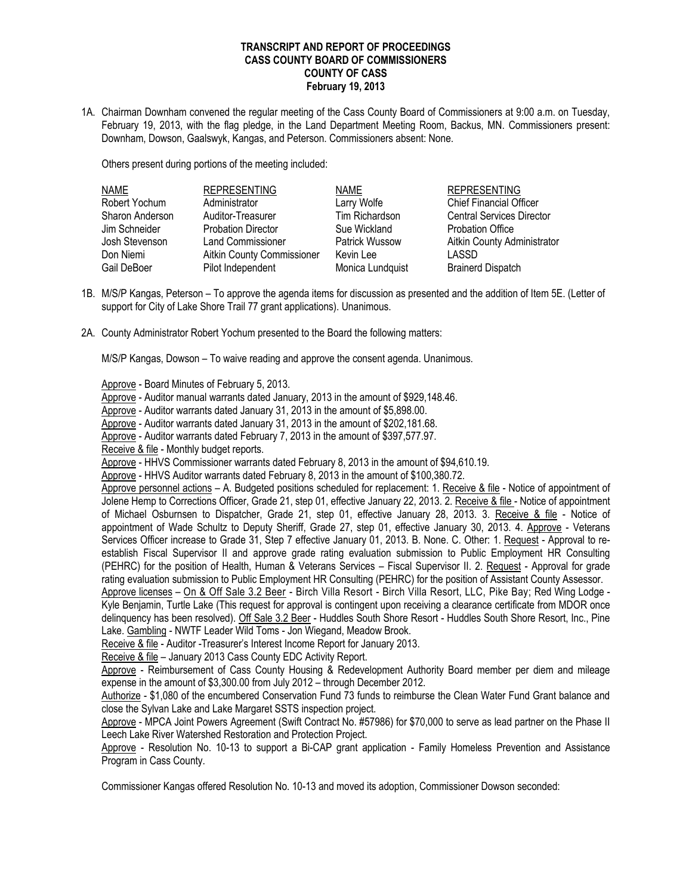**TRANSCRIPT AND REPORT OF PROCEEDINGS**
**CASS COUNTY BOARD OF COMMISSIONERS**
**COUNTY OF CASS**
**February 19, 2013**

1A. Chairman Downham convened the regular meeting of the Cass County Board of Commissioners at 9:00 a.m. on Tuesday, February 19, 2013, with the flag pledge, in the Land Department Meeting Room, Backus, MN. Commissioners present: Downham, Dowson, Gaalswyk, Kangas, and Peterson. Commissioners absent: None.

Others present during portions of the meeting included:

| NAME | REPRESENTING | NAME | REPRESENTING |
|---|---|---|---|
| Robert Yochum | Administrator | Larry Wolfe | Chief Financial Officer |
| Sharon Anderson | Auditor-Treasurer | Tim Richardson | Central Services Director |
| Jim Schneider | Probation Director | Sue Wickland | Probation Office |
| Josh Stevenson | Land Commissioner | Patrick Wussow | Aitkin County Administrator |
| Don Niemi | Aitkin County Commissioner | Kevin Lee | LASSD |
| Gail DeBoer | Pilot Independent | Monica Lundquist | Brainerd Dispatch |

1B. M/S/P Kangas, Peterson – To approve the agenda items for discussion as presented and the addition of Item 5E. (Letter of support for City of Lake Shore Trail 77 grant applications). Unanimous.

2A. County Administrator Robert Yochum presented to the Board the following matters:

M/S/P Kangas, Dowson – To waive reading and approve the consent agenda. Unanimous.

Approve - Board Minutes of February 5, 2013.
Approve - Auditor manual warrants dated January, 2013 in the amount of $929,148.46.
Approve - Auditor warrants dated January 31, 2013 in the amount of $5,898.00.
Approve - Auditor warrants dated January 31, 2013 in the amount of $202,181.68.
Approve - Auditor warrants dated February 7, 2013 in the amount of $397,577.97.
Receive & file - Monthly budget reports.
Approve - HHVS Commissioner warrants dated February 8, 2013 in the amount of $94,610.19.
Approve - HHVS Auditor warrants dated February 8, 2013 in the amount of $100,380.72.
Approve personnel actions – A. Budgeted positions scheduled for replacement: 1. Receive & file - Notice of appointment of Jolene Hemp to Corrections Officer, Grade 21, step 01, effective January 22, 2013. 2. Receive & file - Notice of appointment of Michael Osburnsen to Dispatcher, Grade 21, step 01, effective January 28, 2013. 3. Receive & file - Notice of appointment of Wade Schultz to Deputy Sheriff, Grade 27, step 01, effective January 30, 2013. 4. Approve - Veterans Services Officer increase to Grade 31, Step 7 effective January 01, 2013. B. None. C. Other: 1. Request - Approval to re-establish Fiscal Supervisor II and approve grade rating evaluation submission to Public Employment HR Consulting (PEHRC) for the position of Health, Human & Veterans Services – Fiscal Supervisor II. 2. Request - Approval for grade rating evaluation submission to Public Employment HR Consulting (PEHRC) for the position of Assistant County Assessor.
Approve licenses – On & Off Sale 3.2 Beer - Birch Villa Resort - Birch Villa Resort, LLC, Pike Bay; Red Wing Lodge - Kyle Benjamin, Turtle Lake (This request for approval is contingent upon receiving a clearance certificate from MDOR once delinquency has been resolved). Off Sale 3.2 Beer - Huddles South Shore Resort - Huddles South Shore Resort, Inc., Pine Lake. Gambling - NWTF Leader Wild Toms - Jon Wiegand, Meadow Brook.
Receive & file - Auditor -Treasurer's Interest Income Report for January 2013.
Receive & file – January 2013 Cass County EDC Activity Report.
Approve - Reimbursement of Cass County Housing & Redevelopment Authority Board member per diem and mileage expense in the amount of $3,300.00 from July 2012 – through December 2012.
Authorize - $1,080 of the encumbered Conservation Fund 73 funds to reimburse the Clean Water Fund Grant balance and close the Sylvan Lake and Lake Margaret SSTS inspection project.
Approve - MPCA Joint Powers Agreement (Swift Contract No. #57986) for $70,000 to serve as lead partner on the Phase II Leech Lake River Watershed Restoration and Protection Project.
Approve - Resolution No. 10-13 to support a Bi-CAP grant application - Family Homeless Prevention and Assistance Program in Cass County.

Commissioner Kangas offered Resolution No. 10-13 and moved its adoption, Commissioner Dowson seconded: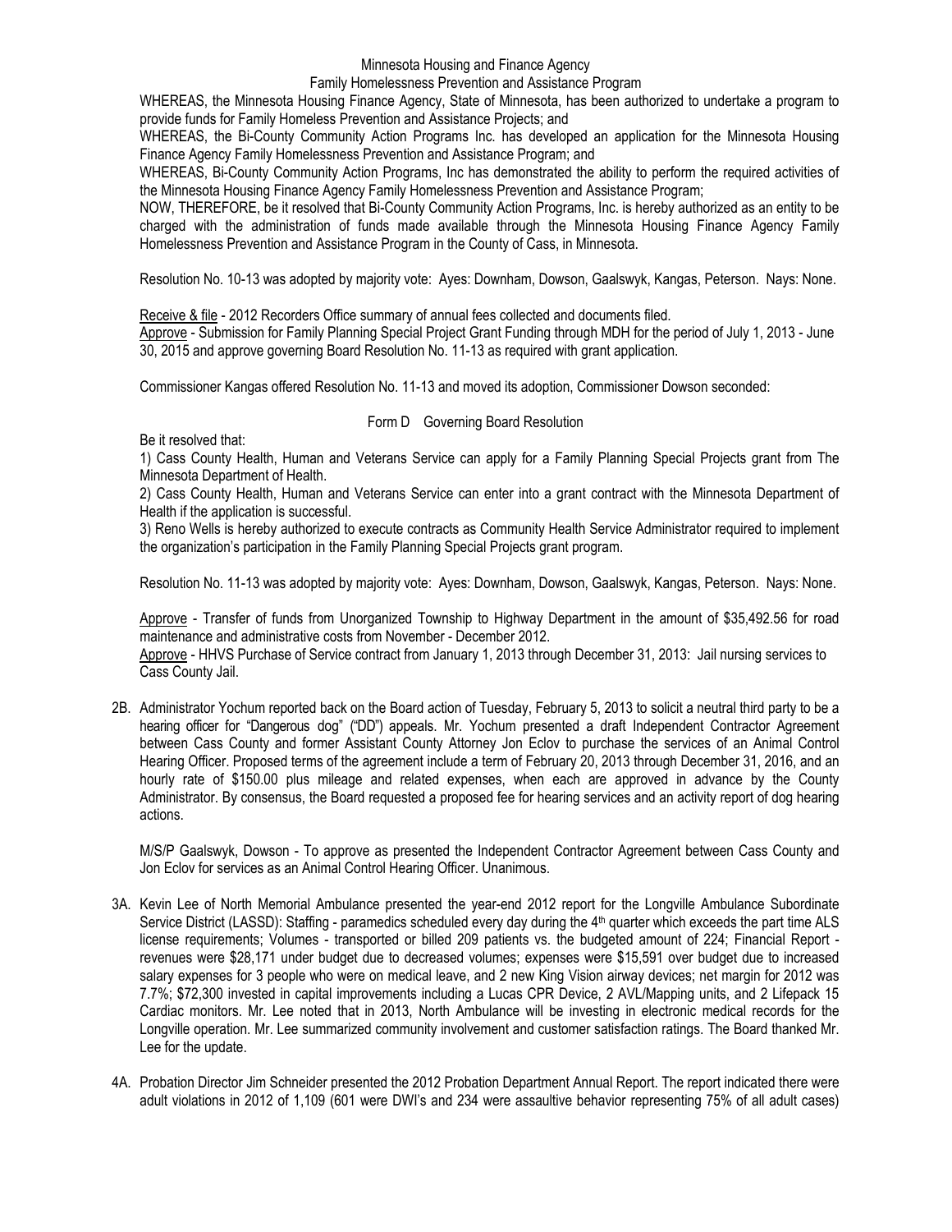Minnesota Housing and Finance Agency
Family Homelessness Prevention and Assistance Program

WHEREAS, the Minnesota Housing Finance Agency, State of Minnesota, has been authorized to undertake a program to provide funds for Family Homeless Prevention and Assistance Projects; and

WHEREAS, the Bi-County Community Action Programs Inc. has developed an application for the Minnesota Housing Finance Agency Family Homelessness Prevention and Assistance Program; and

WHEREAS, Bi-County Community Action Programs, Inc has demonstrated the ability to perform the required activities of the Minnesota Housing Finance Agency Family Homelessness Prevention and Assistance Program;

NOW, THEREFORE, be it resolved that Bi-County Community Action Programs, Inc. is hereby authorized as an entity to be charged with the administration of funds made available through the Minnesota Housing Finance Agency Family Homelessness Prevention and Assistance Program in the County of Cass, in Minnesota.

Resolution No. 10-13 was adopted by majority vote: Ayes: Downham, Dowson, Gaalswyk, Kangas, Peterson. Nays: None.

Receive & file - 2012 Recorders Office summary of annual fees collected and documents filed.
Approve - Submission for Family Planning Special Project Grant Funding through MDH for the period of July 1, 2013 - June 30, 2015 and approve governing Board Resolution No. 11-13 as required with grant application.

Commissioner Kangas offered Resolution No. 11-13 and moved its adoption, Commissioner Dowson seconded:

Form D Governing Board Resolution

Be it resolved that:

1) Cass County Health, Human and Veterans Service can apply for a Family Planning Special Projects grant from The Minnesota Department of Health.

2) Cass County Health, Human and Veterans Service can enter into a grant contract with the Minnesota Department of Health if the application is successful.

3) Reno Wells is hereby authorized to execute contracts as Community Health Service Administrator required to implement the organization's participation in the Family Planning Special Projects grant program.

Resolution No. 11-13 was adopted by majority vote: Ayes: Downham, Dowson, Gaalswyk, Kangas, Peterson. Nays: None.

Approve - Transfer of funds from Unorganized Township to Highway Department in the amount of $35,492.56 for road maintenance and administrative costs from November - December 2012.
Approve - HHVS Purchase of Service contract from January 1, 2013 through December 31, 2013: Jail nursing services to Cass County Jail.

2B. Administrator Yochum reported back on the Board action of Tuesday, February 5, 2013 to solicit a neutral third party to be a hearing officer for "Dangerous dog" ("DD") appeals. Mr. Yochum presented a draft Independent Contractor Agreement between Cass County and former Assistant County Attorney Jon Eclov to purchase the services of an Animal Control Hearing Officer. Proposed terms of the agreement include a term of February 20, 2013 through December 31, 2016, and an hourly rate of $150.00 plus mileage and related expenses, when each are approved in advance by the County Administrator. By consensus, the Board requested a proposed fee for hearing services and an activity report of dog hearing actions.

M/S/P Gaalswyk, Dowson - To approve as presented the Independent Contractor Agreement between Cass County and Jon Eclov for services as an Animal Control Hearing Officer. Unanimous.

3A. Kevin Lee of North Memorial Ambulance presented the year-end 2012 report for the Longville Ambulance Subordinate Service District (LASSD): Staffing - paramedics scheduled every day during the 4th quarter which exceeds the part time ALS license requirements; Volumes - transported or billed 209 patients vs. the budgeted amount of 224; Financial Report - revenues were $28,171 under budget due to decreased volumes; expenses were $15,591 over budget due to increased salary expenses for 3 people who were on medical leave, and 2 new King Vision airway devices; net margin for 2012 was 7.7%; $72,300 invested in capital improvements including a Lucas CPR Device, 2 AVL/Mapping units, and 2 Lifepack 15 Cardiac monitors. Mr. Lee noted that in 2013, North Ambulance will be investing in electronic medical records for the Longville operation. Mr. Lee summarized community involvement and customer satisfaction ratings. The Board thanked Mr. Lee for the update.

4A. Probation Director Jim Schneider presented the 2012 Probation Department Annual Report. The report indicated there were adult violations in 2012 of 1,109 (601 were DWI's and 234 were assaultive behavior representing 75% of all adult cases)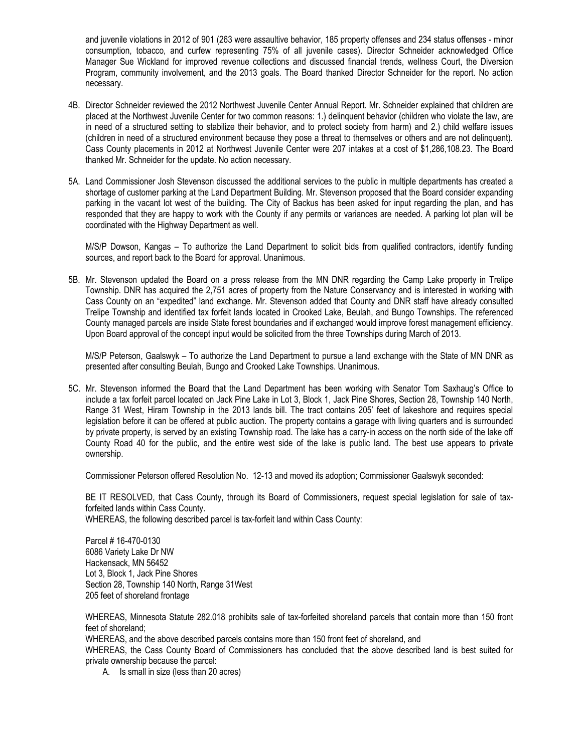and juvenile violations in 2012 of 901 (263 were assaultive behavior, 185 property offenses and 234 status offenses - minor consumption, tobacco, and curfew representing 75% of all juvenile cases). Director Schneider acknowledged Office Manager Sue Wickland for improved revenue collections and discussed financial trends, wellness Court, the Diversion Program, community involvement, and the 2013 goals. The Board thanked Director Schneider for the report. No action necessary.

4B. Director Schneider reviewed the 2012 Northwest Juvenile Center Annual Report. Mr. Schneider explained that children are placed at the Northwest Juvenile Center for two common reasons: 1.) delinquent behavior (children who violate the law, are in need of a structured setting to stabilize their behavior, and to protect society from harm) and 2.) child welfare issues (children in need of a structured environment because they pose a threat to themselves or others and are not delinquent). Cass County placements in 2012 at Northwest Juvenile Center were 207 intakes at a cost of $1,286,108.23. The Board thanked Mr. Schneider for the update. No action necessary.

5A. Land Commissioner Josh Stevenson discussed the additional services to the public in multiple departments has created a shortage of customer parking at the Land Department Building. Mr. Stevenson proposed that the Board consider expanding parking in the vacant lot west of the building. The City of Backus has been asked for input regarding the plan, and has responded that they are happy to work with the County if any permits or variances are needed. A parking lot plan will be coordinated with the Highway Department as well.

M/S/P Dowson, Kangas – To authorize the Land Department to solicit bids from qualified contractors, identify funding sources, and report back to the Board for approval. Unanimous.

5B. Mr. Stevenson updated the Board on a press release from the MN DNR regarding the Camp Lake property in Trelipe Township. DNR has acquired the 2,751 acres of property from the Nature Conservancy and is interested in working with Cass County on an "expedited" land exchange. Mr. Stevenson added that County and DNR staff have already consulted Trelipe Township and identified tax forfeit lands located in Crooked Lake, Beulah, and Bungo Townships. The referenced County managed parcels are inside State forest boundaries and if exchanged would improve forest management efficiency. Upon Board approval of the concept input would be solicited from the three Townships during March of 2013.

M/S/P Peterson, Gaalswyk – To authorize the Land Department to pursue a land exchange with the State of MN DNR as presented after consulting Beulah, Bungo and Crooked Lake Townships. Unanimous.

5C. Mr. Stevenson informed the Board that the Land Department has been working with Senator Tom Saxhaug's Office to include a tax forfeit parcel located on Jack Pine Lake in Lot 3, Block 1, Jack Pine Shores, Section 28, Township 140 North, Range 31 West, Hiram Township in the 2013 lands bill. The tract contains 205' feet of lakeshore and requires special legislation before it can be offered at public auction. The property contains a garage with living quarters and is surrounded by private property, is served by an existing Township road. The lake has a carry-in access on the north side of the lake off County Road 40 for the public, and the entire west side of the lake is public land. The best use appears to private ownership.

Commissioner Peterson offered Resolution No. 12-13 and moved its adoption; Commissioner Gaalswyk seconded:

BE IT RESOLVED, that Cass County, through its Board of Commissioners, request special legislation for sale of tax-forfeited lands within Cass County.
WHEREAS, the following described parcel is tax-forfeit land within Cass County:

Parcel # 16-470-0130
6086 Variety Lake Dr NW
Hackensack, MN 56452
Lot 3, Block 1, Jack Pine Shores
Section 28, Township 140 North, Range 31West
205 feet of shoreland frontage

WHEREAS, Minnesota Statute 282.018 prohibits sale of tax-forfeited shoreland parcels that contain more than 150 front feet of shoreland;
WHEREAS, and the above described parcels contains more than 150 front feet of shoreland, and
WHEREAS, the Cass County Board of Commissioners has concluded that the above described land is best suited for private ownership because the parcel:

A. Is small in size (less than 20 acres)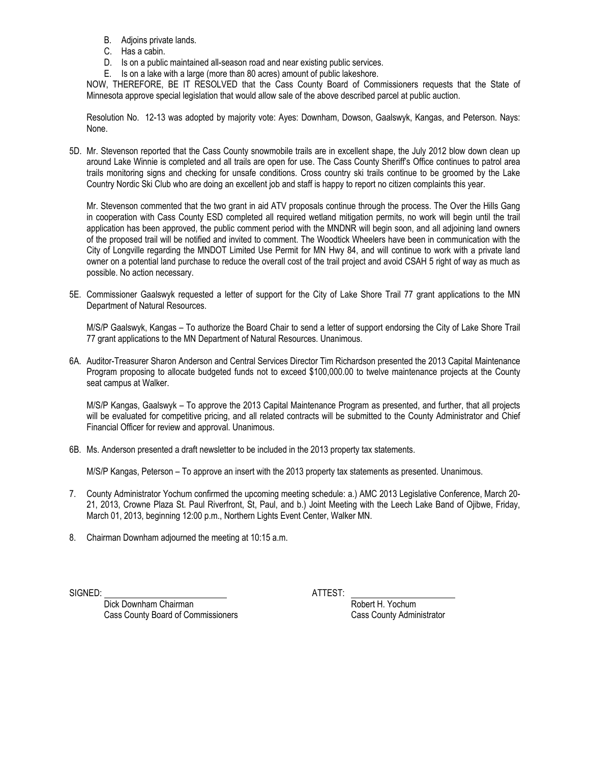B. Adjoins private lands.
C. Has a cabin.
D. Is on a public maintained all-season road and near existing public services.
E. Is on a lake with a large (more than 80 acres) amount of public lakeshore.

NOW, THEREFORE, BE IT RESOLVED that the Cass County Board of Commissioners requests that the State of Minnesota approve special legislation that would allow sale of the above described parcel at public auction.

Resolution No. 12-13 was adopted by majority vote: Ayes: Downham, Dowson, Gaalswyk, Kangas, and Peterson. Nays: None.

5D. Mr. Stevenson reported that the Cass County snowmobile trails are in excellent shape, the July 2012 blow down clean up around Lake Winnie is completed and all trails are open for use. The Cass County Sheriff's Office continues to patrol area trails monitoring signs and checking for unsafe conditions. Cross country ski trails continue to be groomed by the Lake Country Nordic Ski Club who are doing an excellent job and staff is happy to report no citizen complaints this year.

Mr. Stevenson commented that the two grant in aid ATV proposals continue through the process. The Over the Hills Gang in cooperation with Cass County ESD completed all required wetland mitigation permits, no work will begin until the trail application has been approved, the public comment period with the MNDNR will begin soon, and all adjoining land owners of the proposed trail will be notified and invited to comment. The Woodtick Wheelers have been in communication with the City of Longville regarding the MNDOT Limited Use Permit for MN Hwy 84, and will continue to work with a private land owner on a potential land purchase to reduce the overall cost of the trail project and avoid CSAH 5 right of way as much as possible. No action necessary.

5E. Commissioner Gaalswyk requested a letter of support for the City of Lake Shore Trail 77 grant applications to the MN Department of Natural Resources.

M/S/P Gaalswyk, Kangas – To authorize the Board Chair to send a letter of support endorsing the City of Lake Shore Trail 77 grant applications to the MN Department of Natural Resources. Unanimous.

6A. Auditor-Treasurer Sharon Anderson and Central Services Director Tim Richardson presented the 2013 Capital Maintenance Program proposing to allocate budgeted funds not to exceed $100,000.00 to twelve maintenance projects at the County seat campus at Walker.

M/S/P Kangas, Gaalswyk – To approve the 2013 Capital Maintenance Program as presented, and further, that all projects will be evaluated for competitive pricing, and all related contracts will be submitted to the County Administrator and Chief Financial Officer for review and approval. Unanimous.

6B. Ms. Anderson presented a draft newsletter to be included in the 2013 property tax statements.

M/S/P Kangas, Peterson – To approve an insert with the 2013 property tax statements as presented. Unanimous.

7. County Administrator Yochum confirmed the upcoming meeting schedule: a.) AMC 2013 Legislative Conference, March 20-21, 2013, Crowne Plaza St. Paul Riverfront, St, Paul, and b.) Joint Meeting with the Leech Lake Band of Ojibwe, Friday, March 01, 2013, beginning 12:00 p.m., Northern Lights Event Center, Walker MN.

8. Chairman Downham adjourned the meeting at 10:15 a.m.

SIGNED: ____________________________
Dick Downham Chairman
Cass County Board of Commissioners

ATTEST: ____________________________
Robert H. Yochum
Cass County Administrator